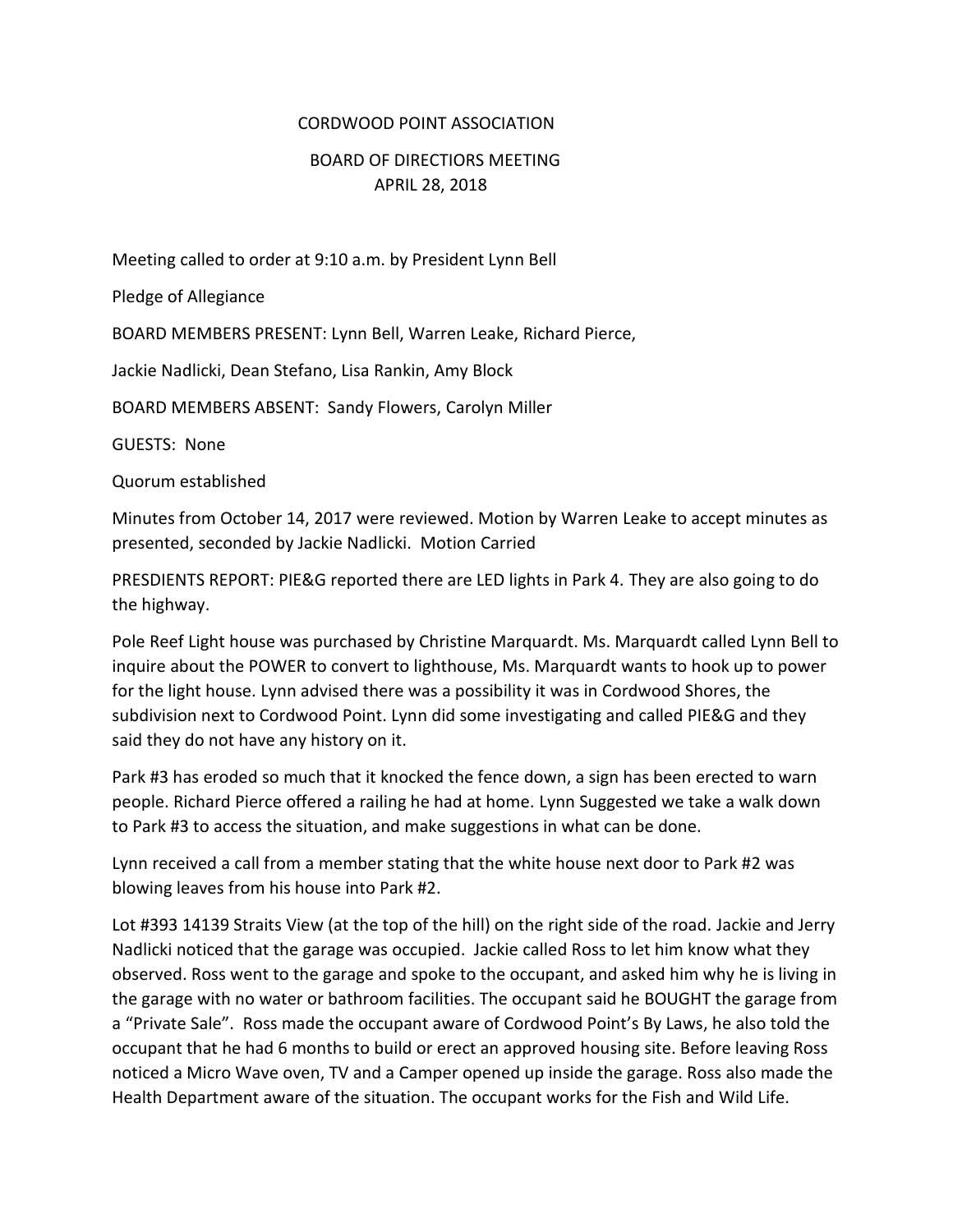# CORDWOOD POINT ASSOCIATION

## BOARD OF DIRECTIORS MEETING
## APRIL 28, 2018

Meeting called to order at 9:10 a.m. by President Lynn Bell

Pledge of Allegiance

BOARD MEMBERS PRESENT: Lynn Bell, Warren Leake, Richard Pierce,

Jackie Nadlicki, Dean Stefano, Lisa Rankin, Amy Block

BOARD MEMBERS ABSENT: Sandy Flowers, Carolyn Miller

GUESTS: None

Quorum established

Minutes from October 14, 2017 were reviewed. Motion by Warren Leake to accept minutes as presented, seconded by Jackie Nadlicki. Motion Carried

PRESDIENTS REPORT: PIE&G reported there are LED lights in Park 4. They are also going to do the highway.

Pole Reef Light house was purchased by Christine Marquardt. Ms. Marquardt called Lynn Bell to inquire about the POWER to convert to lighthouse, Ms. Marquardt wants to hook up to power for the light house. Lynn advised there was a possibility it was in Cordwood Shores, the subdivision next to Cordwood Point. Lynn did some investigating and called PIE&G and they said they do not have any history on it.

Park #3 has eroded so much that it knocked the fence down, a sign has been erected to warn people. Richard Pierce offered a railing he had at home. Lynn Suggested we take a walk down to Park #3 to access the situation, and make suggestions in what can be done.

Lynn received a call from a member stating that the white house next door to Park #2 was blowing leaves from his house into Park #2.

Lot #393 14139 Straits View (at the top of the hill) on the right side of the road. Jackie and Jerry Nadlicki noticed that the garage was occupied. Jackie called Ross to let him know what they observed. Ross went to the garage and spoke to the occupant, and asked him why he is living in the garage with no water or bathroom facilities. The occupant said he BOUGHT the garage from a "Private Sale". Ross made the occupant aware of Cordwood Point's By Laws, he also told the occupant that he had 6 months to build or erect an approved housing site. Before leaving Ross noticed a Micro Wave oven, TV and a Camper opened up inside the garage. Ross also made the Health Department aware of the situation. The occupant works for the Fish and Wild Life.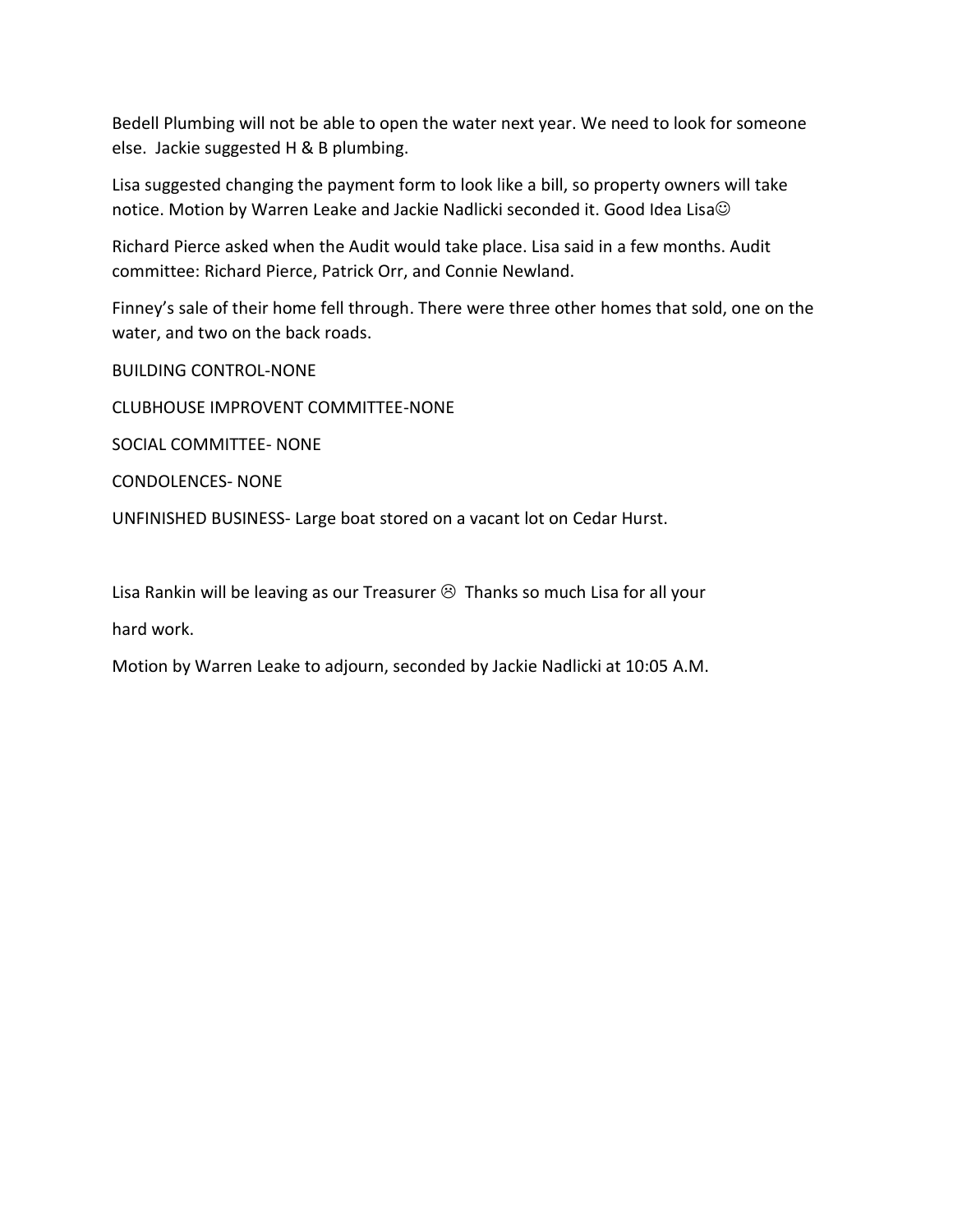Bedell Plumbing will not be able to open the water next year. We need to look for someone else. Jackie suggested H & B plumbing.

Lisa suggested changing the payment form to look like a bill, so property owners will take notice. Motion by Warren Leake and Jackie Nadlicki seconded it. Good Idea Lisa☺

Richard Pierce asked when the Audit would take place. Lisa said in a few months. Audit committee: Richard Pierce, Patrick Orr, and Connie Newland.

Finney's sale of their home fell through. There were three other homes that sold, one on the water, and two on the back roads.

BUILDING CONTROL-NONE

CLUBHOUSE IMPROVENT COMMITTEE-NONE

SOCIAL COMMITTEE- NONE

CONDOLENCES- NONE

UNFINISHED BUSINESS- Large boat stored on a vacant lot on Cedar Hurst.

Lisa Rankin will be leaving as our Treasurer ☹ Thanks so much Lisa for all your hard work.

Motion by Warren Leake to adjourn, seconded by Jackie Nadlicki at 10:05 A.M.